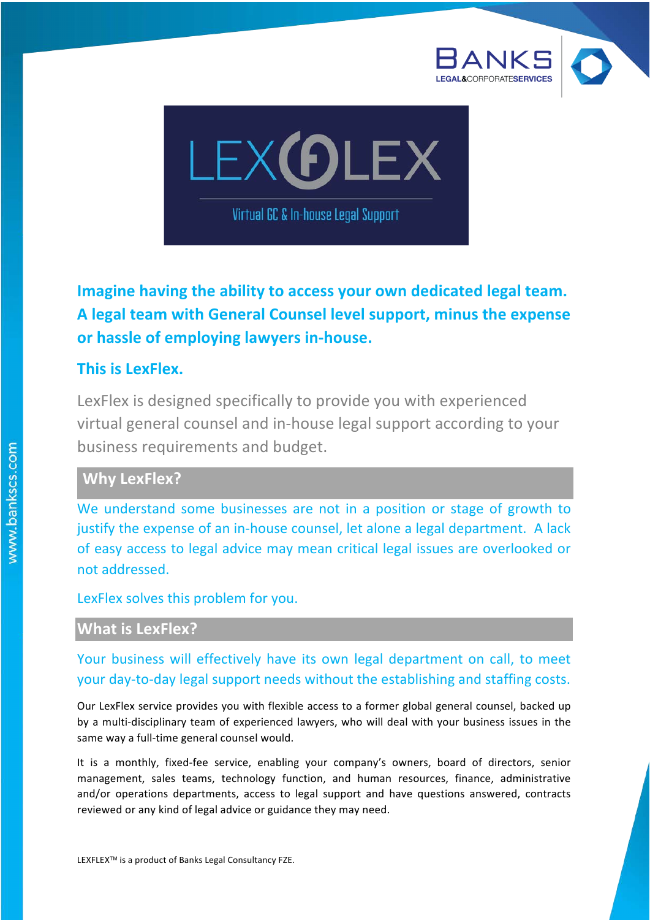BANKS
LEGAL&CORPORATESERVICES

# LEXFLEX

Virtual GC & In-house Legal Support

**Imagine having the ability to access your own dedicated legal team. A legal team with General Counsel level support, minus the expense or hassle of employing lawyers in-house.**

**This is LexFlex.**

LexFlex is designed specifically to provide you with experienced virtual general counsel and in-house legal support according to your business requirements and budget.

## Why LexFlex?

We understand some businesses are not in a position or stage of growth to justify the expense of an in-house counsel, let alone a legal department. A lack of easy access to legal advice may mean critical legal issues are overlooked or not addressed.

LexFlex solves this problem for you.

## What is LexFlex?

Your business will effectively have its own legal department on call, to meet your day-to-day legal support needs without the establishing and staffing costs.

Our LexFlex service provides you with flexible access to a former global general counsel, backed up by a multi-disciplinary team of experienced lawyers, who will deal with your business issues in the same way a full-time general counsel would.

It is a monthly, fixed-fee service, enabling your company's owners, board of directors, senior management, sales teams, technology function, and human resources, finance, administrative and/or operations departments, access to legal support and have questions answered, contracts reviewed or any kind of legal advice or guidance they may need.

LEXFLEX™ is a product of Banks Legal Consultancy FZE.

www.bankscs.com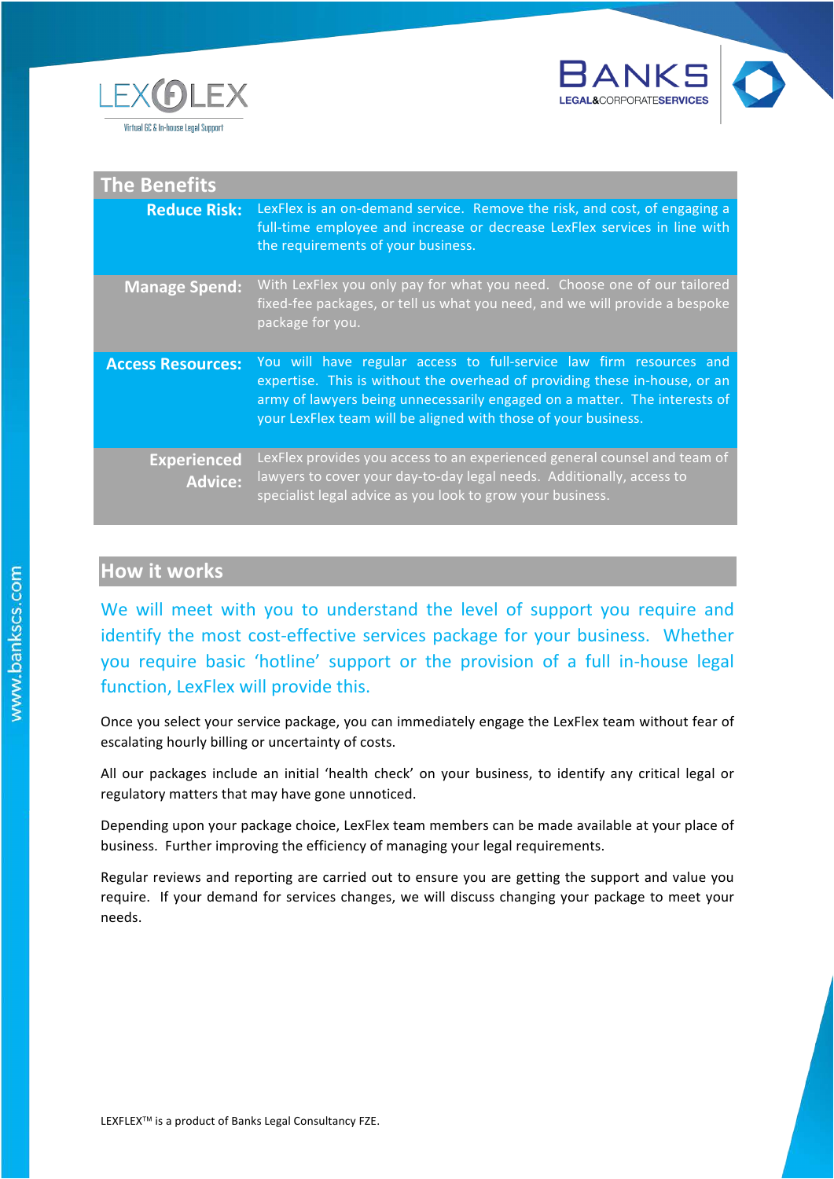## The Benefits

| | |
|---|---|
| **Reduce Risk:** | LexFlex is an on-demand service. Remove the risk, and cost, of engaging a full-time employee and increase or decrease LexFlex services in line with the requirements of your business. |
| **Manage Spend:** | With LexFlex you only pay for what you need. Choose one of our tailored fixed-fee packages, or tell us what you need, and we will provide a bespoke package for you. |
| **Access Resources:** | You will have regular access to full-service law firm resources and expertise. This is without the overhead of providing these in-house, or an army of lawyers being unnecessarily engaged on a matter. The interests of your LexFlex team will be aligned with those of your business. |
| **Experienced Advice:** | LexFlex provides you access to an experienced general counsel and team of lawyers to cover your day-to-day legal needs. Additionally, access to specialist legal advice as you look to grow your business. |

## How it works

We will meet with you to understand the level of support you require and identify the most cost-effective services package for your business. Whether you require basic 'hotline' support or the provision of a full in-house legal function, LexFlex will provide this.

Once you select your service package, you can immediately engage the LexFlex team without fear of escalating hourly billing or uncertainty of costs.

All our packages include an initial 'health check' on your business, to identify any critical legal or regulatory matters that may have gone unnoticed.

Depending upon your package choice, LexFlex team members can be made available at your place of business. Further improving the efficiency of managing your legal requirements.

Regular reviews and reporting are carried out to ensure you are getting the support and value you require. If your demand for services changes, we will discuss changing your package to meet your needs.

LEXFLEX™ is a product of Banks Legal Consultancy FZE.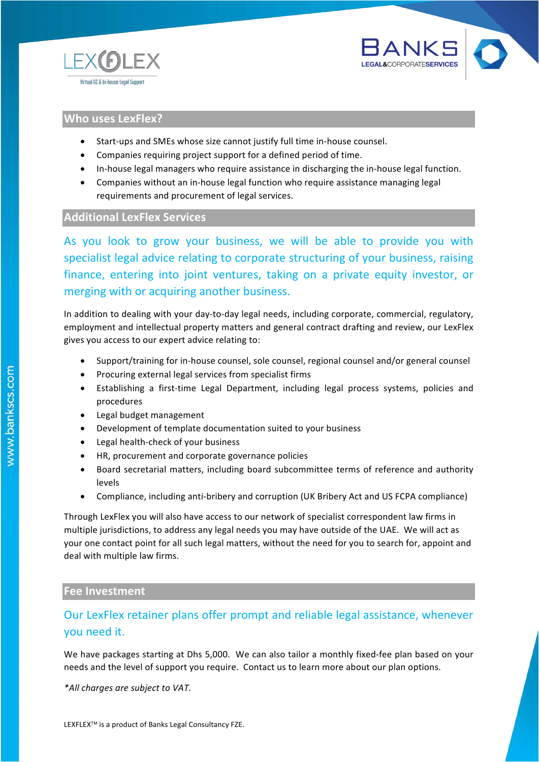## Who uses LexFlex?

- Start-ups and SMEs whose size cannot justify full time in-house counsel.
- Companies requiring project support for a defined period of time.
- In-house legal managers who require assistance in discharging the in-house legal function.
- Companies without an in-house legal function who require assistance managing legal requirements and procurement of legal services.

## Additional LexFlex Services

As you look to grow your business, we will be able to provide you with specialist legal advice relating to corporate structuring of your business, raising finance, entering into joint ventures, taking on a private equity investor, or merging with or acquiring another business.

In addition to dealing with your day-to-day legal needs, including corporate, commercial, regulatory, employment and intellectual property matters and general contract drafting and review, our LexFlex gives you access to our expert advice relating to:

- Support/training for in-house counsel, sole counsel, regional counsel and/or general counsel
- Procuring external legal services from specialist firms
- Establishing a first-time Legal Department, including legal process systems, policies and procedures
- Legal budget management
- Development of template documentation suited to your business
- Legal health-check of your business
- HR, procurement and corporate governance policies
- Board secretarial matters, including board subcommittee terms of reference and authority levels
- Compliance, including anti-bribery and corruption (UK Bribery Act and US FCPA compliance)

Through LexFlex you will also have access to our network of specialist correspondent law firms in multiple jurisdictions, to address any legal needs you may have outside of the UAE. We will act as your one contact point for all such legal matters, without the need for you to search for, appoint and deal with multiple law firms.

## Fee Investment

Our LexFlex retainer plans offer prompt and reliable legal assistance, whenever you need it.

We have packages starting at Dhs 5,000. We can also tailor a monthly fixed-fee plan based on your needs and the level of support you require. Contact us to learn more about our plan options.

*\*All charges are subject to VAT.*

LEXFLEX™ is a product of Banks Legal Consultancy FZE.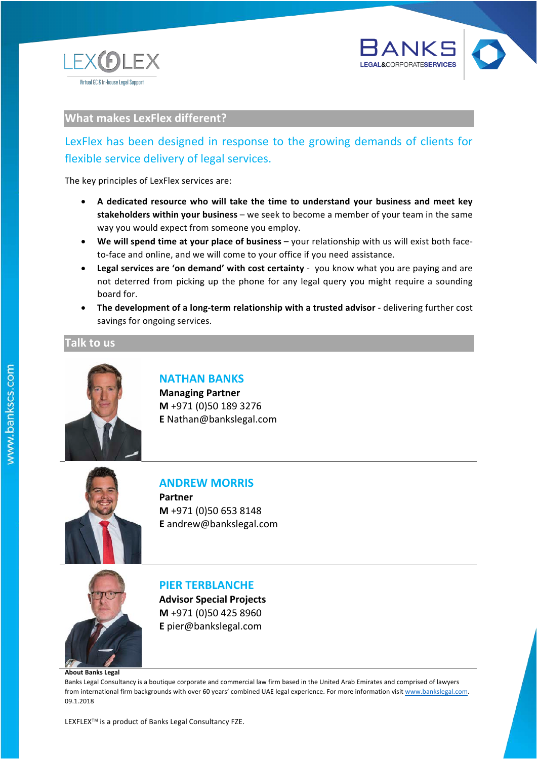LEXFLEX

Virtual GC & In-house Legal Support

BANKS
LEGAL&CORPORATESERVICES

## What makes LexFlex different?

LexFlex has been designed in response to the growing demands of clients for flexible service delivery of legal services.

The key principles of LexFlex services are:

- **A dedicated resource who will take the time to understand your business and meet key stakeholders within your business** – we seek to become a member of your team in the same way you would expect from someone you employ.
- **We will spend time at your place of business** – your relationship with us will exist both face-to-face and online, and we will come to your office if you need assistance.
- **Legal services are 'on demand' with cost certainty** - you know what you are paying and are not deterred from picking up the phone for any legal query you might require a sounding board for.
- **The development of a long-term relationship with a trusted advisor** - delivering further cost savings for ongoing services.

## Talk to us

### NATHAN BANKS

**Managing Partner**
**M** +971 (0)50 189 3276
**E** Nathan@bankslegal.com

### ANDREW MORRIS

**Partner**
**M** +971 (0)50 653 8148
**E** andrew@bankslegal.com

### PIER TERBLANCHE

**Advisor Special Projects**
**M** +971 (0)50 425 8960
**E** pier@bankslegal.com

**About Banks Legal**

Banks Legal Consultancy is a boutique corporate and commercial law firm based in the United Arab Emirates and comprised of lawyers from international firm backgrounds with over 60 years' combined UAE legal experience. For more information visit www.bankslegal.com.
09.1.2018

LEXFLEX™ is a product of Banks Legal Consultancy FZE.

www.bankscs.com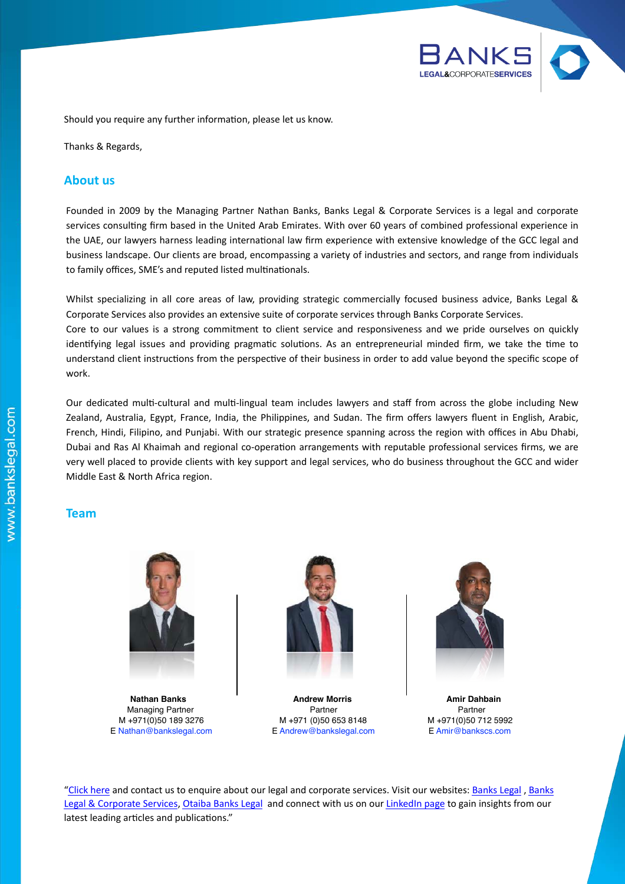Should you require any further information, please let us know.

Thanks & Regards,

## About us

Founded in 2009 by the Managing Partner Nathan Banks, Banks Legal & Corporate Services is a legal and corporate services consulting firm based in the United Arab Emirates. With over 60 years of combined professional experience in the UAE, our lawyers harness leading international law firm experience with extensive knowledge of the GCC legal and business landscape. Our clients are broad, encompassing a variety of industries and sectors, and range from individuals to family offices, SME's and reputed listed multinationals.

Whilst specializing in all core areas of law, providing strategic commercially focused business advice, Banks Legal & Corporate Services also provides an extensive suite of corporate services through Banks Corporate Services.
Core to our values is a strong commitment to client service and responsiveness and we pride ourselves on quickly identifying legal issues and providing pragmatic solutions. As an entrepreneurial minded firm, we take the time to understand client instructions from the perspective of their business in order to add value beyond the specific scope of work.

Our dedicated multi-cultural and multi-lingual team includes lawyers and staff from across the globe including New Zealand, Australia, Egypt, France, India, the Philippines, and Sudan. The firm offers lawyers fluent in English, Arabic, French, Hindi, Filipino, and Punjabi. With our strategic presence spanning across the region with offices in Abu Dhabi, Dubai and Ras Al Khaimah and regional co-operation arrangements with reputable professional services firms, we are very well placed to provide clients with key support and legal services, who do business throughout the GCC and wider Middle East & North Africa region.

## Team

**Nathan Banks**
Managing Partner
M +971(0)50 189 3276
E Nathan@bankslegal.com

**Andrew Morris**
Partner
M +971 (0)50 653 8148
E Andrew@bankslegal.com

**Amir Dahbain**
Partner
M +971(0)50 712 5992
E Amir@bankscs.com

"Click here and contact us to enquire about our legal and corporate services. Visit our websites: Banks Legal , Banks Legal & Corporate Services, Otaiba Banks Legal and connect with us on our LinkedIn page to gain insights from our latest leading articles and publications."